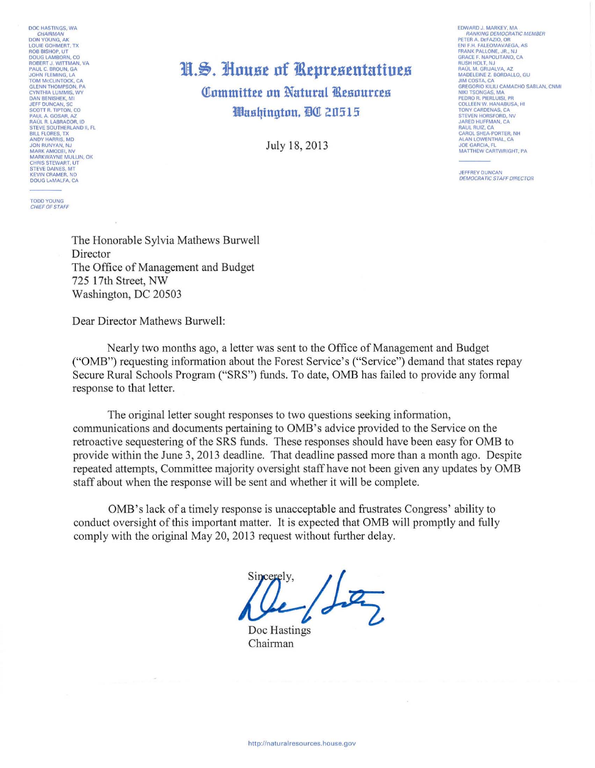DOC HASTINGS, WA
*CHAIRMAN*
DON YOUNG, AK
LOUIE GOHMERT, TX
ROB BISHOP, UT
DOUG LAMBORN, CO
ROBERT J. WITTMAN, VA
PAUL C. BROUN, GA
JOHN FLEMING, LA
TOM McCLINTOCK, CA
GLENN THOMPSON, PA
CYNTHIA LUMMIS, WY
DAN BENISHEK, MI
JEFF DUNCAN, SC
SCOTT R. TIPTON, CO
PAUL A. GOSAR, AZ
RAÚL R. LABRADOR, ID
STEVE SOUTHERLAND II, FL
BILL FLORES, TX
ANDY HARRIS, MD
JON RUNYAN, NJ
MARK AMODEI, NV
MARKWAYNE MULLIN, OK
CHRIS STEWART, UT
STEVE DAINES, MT
KEVIN CRAMER, ND
DOUG LaMALFA, CA

TODD YOUNG
*CHIEF OF STAFF*

# U.S. House of Representatives

## Committee on Natural Resources

## Washington, DC 20515

July 18, 2013

EDWARD J. MARKEY, MA
*RANKING DEMOCRATIC MEMBER*
PETER A. DeFAZIO, OR
ENI F.H. FALEOMAVAEGA, AS
FRANK PALLONE, JR., NJ
GRACE F. NAPOLITANO, CA
RUSH HOLT, NJ
RAÚL M. GRIJALVA, AZ
MADELEINE Z. BORDALLO, GU
JIM COSTA, CA
GREGORIO KILILI CAMACHO SABLAN, CNMI
NIKI TSONGAS, MA
PEDRO R. PIERLUISI, PR
COLLEEN W. HANABUSA, HI
TONY CARDENAS, CA
STEVEN HORSFORD, NV
JARED HUFFMAN, CA
RAUL RUIZ, CA
CAROL SHEA-PORTER, NH
ALAN LOWENTHAL, CA
JOE GARCIA, FL
MATTHEW CARTWRIGHT, PA

JEFFREY DUNCAN
*DEMOCRATIC STAFF DIRECTOR*

The Honorable Sylvia Mathews Burwell
Director
The Office of Management and Budget
725 17th Street, NW
Washington, DC 20503

Dear Director Mathews Burwell:

Nearly two months ago, a letter was sent to the Office of Management and Budget ("OMB") requesting information about the Forest Service's ("Service") demand that states repay Secure Rural Schools Program ("SRS") funds. To date, OMB has failed to provide any formal response to that letter.

The original letter sought responses to two questions seeking information, communications and documents pertaining to OMB's advice provided to the Service on the retroactive sequestering of the SRS funds. These responses should have been easy for OMB to provide within the June 3, 2013 deadline. That deadline passed more than a month ago. Despite repeated attempts, Committee majority oversight staff have not been given any updates by OMB staff about when the response will be sent and whether it will be complete.

OMB's lack of a timely response is unacceptable and frustrates Congress' ability to conduct oversight of this important matter. It is expected that OMB will promptly and fully comply with the original May 20, 2013 request without further delay.

Sincerely,

Doc Hastings
Chairman

http://naturalresources.house.gov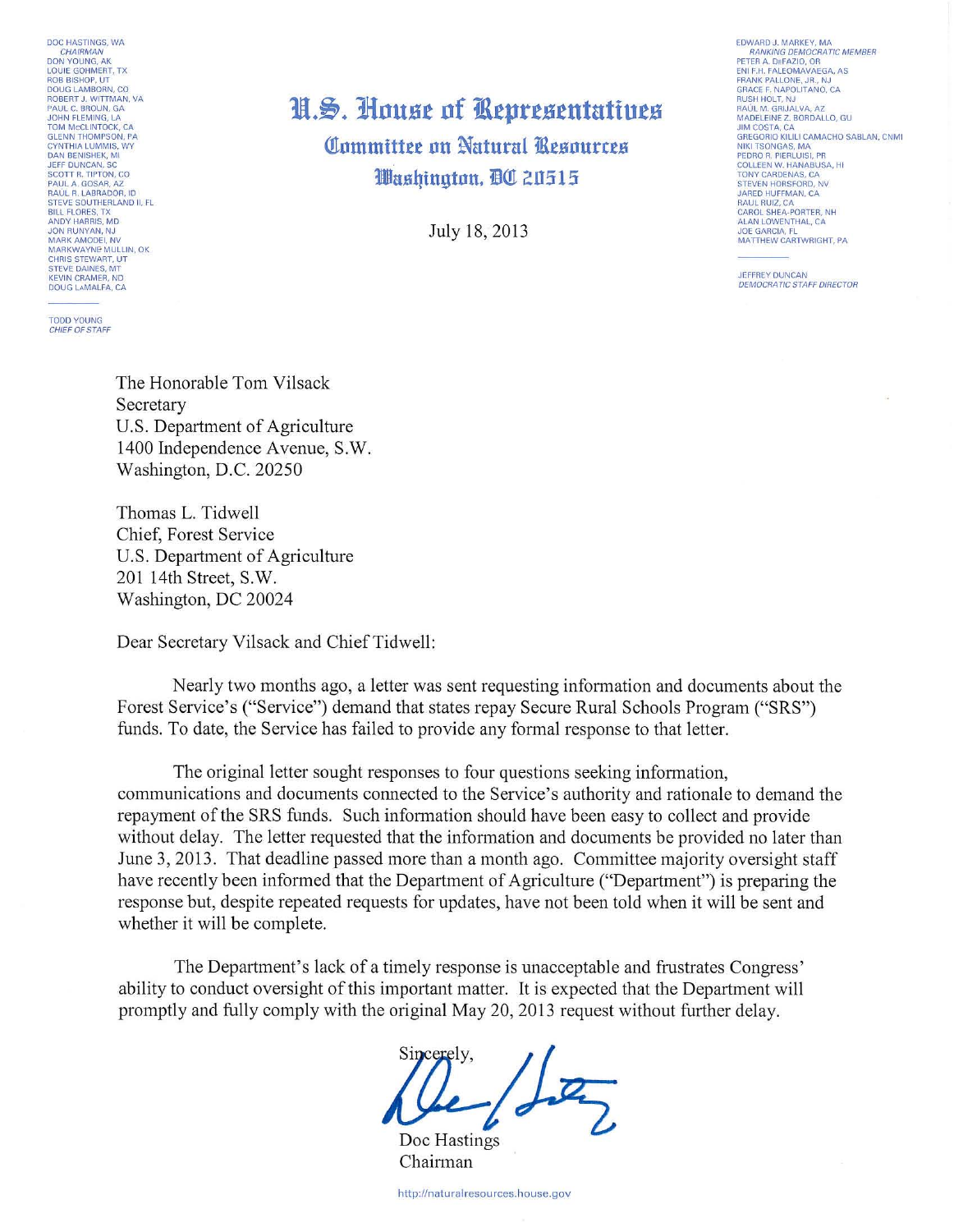DOC HASTINGS, WA
*CHAIRMAN*
DON YOUNG, AK
LOUIE GOHMERT, TX
ROB BISHOP, UT
DOUG LAMBORN, CO
ROBERT J. WITTMAN, VA
PAUL C. BROUN, GA
JOHN FLEMING, LA
TOM McCLINTOCK, CA
GLENN THOMPSON, PA
CYNTHIA LUMMIS, WY
DAN BENISHEK, MI
JEFF DUNCAN, SC
SCOTT R. TIPTON, CO
PAUL A. GOSAR, AZ
RAÚL R. LABRADOR, ID
STEVE SOUTHERLAND II, FL
BILL FLORES, TX
ANDY HARRIS, MD
JON RUNYAN, NJ
MARK AMODEI, NV
MARKWAYNE MULLIN, OK
CHRIS STEWART, UT
STEVE DAINES, MT
KEVIN CRAMER, ND
DOUG LaMALFA, CA

TODD YOUNG
*CHIEF OF STAFF*

# U.S. House of Representatives

## Committee on Natural Resources

### Washington, DC 20515

EDWARD J. MARKEY, MA
*RANKING DEMOCRATIC MEMBER*
PETER A. DeFAZIO, OR
ENI F.H. FALEOMAVAEGA, AS
FRANK PALLONE, JR., NJ
GRACE F. NAPOLITANO, CA
RUSH HOLT, NJ
RAÚL M. GRIJALVA, AZ
MADELEINE Z. BORDALLO, GU
JIM COSTA, CA
GREGORIO KILILI CAMACHO SABLAN, CNMI
NIKI TSONGAS, MA
PEDRO R. PIERLUISI, PR
COLLEEN W. HANABUSA, HI
TONY CARDENAS, CA
STEVEN HORSFORD, NV
JARED HUFFMAN, CA
RAUL RUIZ, CA
CAROL SHEA-PORTER, NH
ALAN LOWENTHAL, CA
JOE GARCIA, FL
MATTHEW CARTWRIGHT, PA

JEFFREY DUNCAN
*DEMOCRATIC STAFF DIRECTOR*

July 18, 2013

The Honorable Tom Vilsack
Secretary
U.S. Department of Agriculture
1400 Independence Avenue, S.W.
Washington, D.C. 20250

Thomas L. Tidwell
Chief, Forest Service
U.S. Department of Agriculture
201 14th Street, S.W.
Washington, DC 20024

Dear Secretary Vilsack and Chief Tidwell:

Nearly two months ago, a letter was sent requesting information and documents about the Forest Service's ("Service") demand that states repay Secure Rural Schools Program ("SRS") funds. To date, the Service has failed to provide any formal response to that letter.

The original letter sought responses to four questions seeking information, communications and documents connected to the Service's authority and rationale to demand the repayment of the SRS funds. Such information should have been easy to collect and provide without delay. The letter requested that the information and documents be provided no later than June 3, 2013. That deadline passed more than a month ago. Committee majority oversight staff have recently been informed that the Department of Agriculture ("Department") is preparing the response but, despite repeated requests for updates, have not been told when it will be sent and whether it will be complete.

The Department's lack of a timely response is unacceptable and frustrates Congress' ability to conduct oversight of this important matter. It is expected that the Department will promptly and fully comply with the original May 20, 2013 request without further delay.

Sincerely,

Doc Hastings
Chairman

http://naturalresources.house.gov